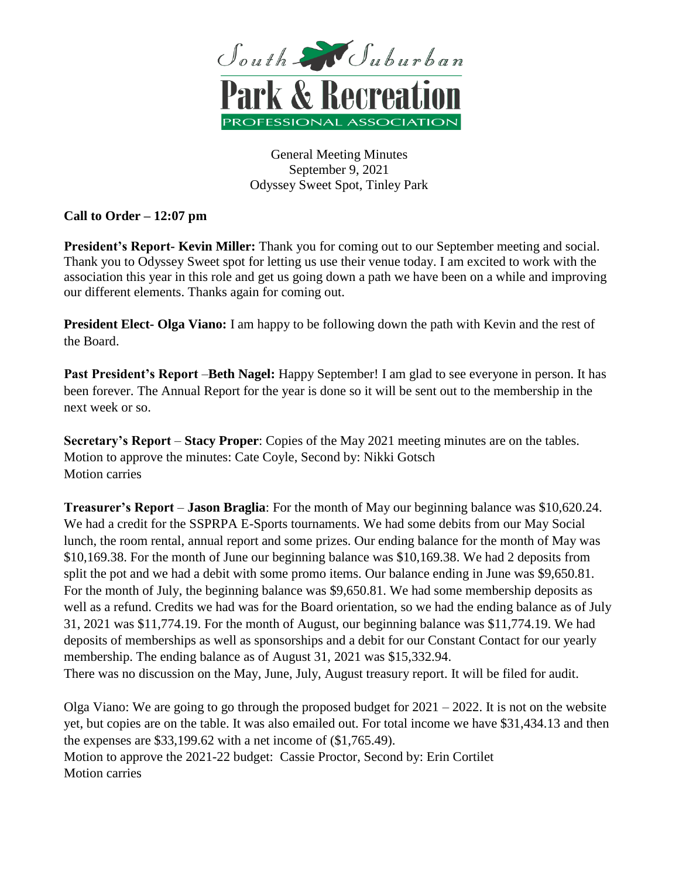South Suburban

Park & Recreation

PROFESSIONAL ASSOCIATION

General Meeting Minutes
September 9, 2021
Odyssey Sweet Spot, Tinley Park

**Call to Order – 12:07 pm**

**President's Report- Kevin Miller:** Thank you for coming out to our September meeting and social. Thank you to Odyssey Sweet spot for letting us use their venue today. I am excited to work with the association this year in this role and get us going down a path we have been on a while and improving our different elements. Thanks again for coming out.

**President Elect- Olga Viano:** I am happy to be following down the path with Kevin and the rest of the Board.

**Past President's Report** –**Beth Nagel:** Happy September! I am glad to see everyone in person. It has been forever. The Annual Report for the year is done so it will be sent out to the membership in the next week or so.

**Secretary's Report** – **Stacy Proper**: Copies of the May 2021 meeting minutes are on the tables.
Motion to approve the minutes: Cate Coyle, Second by: Nikki Gotsch
Motion carries

**Treasurer's Report** – **Jason Braglia**: For the month of May our beginning balance was $10,620.24. We had a credit for the SSPRPA E-Sports tournaments. We had some debits from our May Social lunch, the room rental, annual report and some prizes. Our ending balance for the month of May was $10,169.38. For the month of June our beginning balance was $10,169.38. We had 2 deposits from split the pot and we had a debit with some promo items. Our balance ending in June was $9,650.81. For the month of July, the beginning balance was $9,650.81. We had some membership deposits as well as a refund. Credits we had was for the Board orientation, so we had the ending balance as of July 31, 2021 was $11,774.19. For the month of August, our beginning balance was $11,774.19. We had deposits of memberships as well as sponsorships and a debit for our Constant Contact for our yearly membership. The ending balance as of August 31, 2021 was $15,332.94.
There was no discussion on the May, June, July, August treasury report. It will be filed for audit.

Olga Viano: We are going to go through the proposed budget for 2021 – 2022. It is not on the website yet, but copies are on the table. It was also emailed out. For total income we have $31,434.13 and then the expenses are $33,199.62 with a net income of ($1,765.49).
Motion to approve the 2021-22 budget: Cassie Proctor, Second by: Erin Cortilet
Motion carries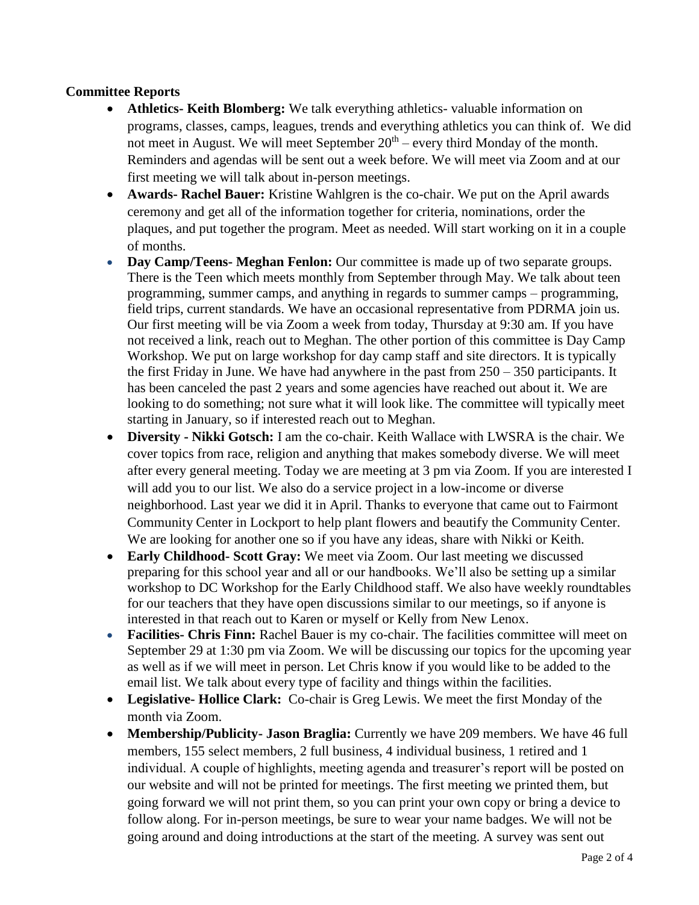**Committee Reports**

- **Athletics- Keith Blomberg:** We talk everything athletics- valuable information on programs, classes, camps, leagues, trends and everything athletics you can think of. We did not meet in August. We will meet September 20th – every third Monday of the month. Reminders and agendas will be sent out a week before. We will meet via Zoom and at our first meeting we will talk about in-person meetings.
- **Awards- Rachel Bauer:** Kristine Wahlgren is the co-chair. We put on the April awards ceremony and get all of the information together for criteria, nominations, order the plaques, and put together the program. Meet as needed. Will start working on it in a couple of months.
- **Day Camp/Teens- Meghan Fenlon:** Our committee is made up of two separate groups. There is the Teen which meets monthly from September through May. We talk about teen programming, summer camps, and anything in regards to summer camps – programming, field trips, current standards. We have an occasional representative from PDRMA join us. Our first meeting will be via Zoom a week from today, Thursday at 9:30 am. If you have not received a link, reach out to Meghan. The other portion of this committee is Day Camp Workshop. We put on large workshop for day camp staff and site directors. It is typically the first Friday in June. We have had anywhere in the past from 250 – 350 participants. It has been canceled the past 2 years and some agencies have reached out about it. We are looking to do something; not sure what it will look like. The committee will typically meet starting in January, so if interested reach out to Meghan.
- **Diversity - Nikki Gotsch:** I am the co-chair. Keith Wallace with LWSRA is the chair. We cover topics from race, religion and anything that makes somebody diverse. We will meet after every general meeting. Today we are meeting at 3 pm via Zoom. If you are interested I will add you to our list. We also do a service project in a low-income or diverse neighborhood. Last year we did it in April. Thanks to everyone that came out to Fairmont Community Center in Lockport to help plant flowers and beautify the Community Center. We are looking for another one so if you have any ideas, share with Nikki or Keith.
- **Early Childhood- Scott Gray:** We meet via Zoom. Our last meeting we discussed preparing for this school year and all or our handbooks. We'll also be setting up a similar workshop to DC Workshop for the Early Childhood staff. We also have weekly roundtables for our teachers that they have open discussions similar to our meetings, so if anyone is interested in that reach out to Karen or myself or Kelly from New Lenox.
- **Facilities- Chris Finn:** Rachel Bauer is my co-chair. The facilities committee will meet on September 29 at 1:30 pm via Zoom. We will be discussing our topics for the upcoming year as well as if we will meet in person. Let Chris know if you would like to be added to the email list. We talk about every type of facility and things within the facilities.
- **Legislative- Hollice Clark:** Co-chair is Greg Lewis. We meet the first Monday of the month via Zoom.
- **Membership/Publicity- Jason Braglia:** Currently we have 209 members. We have 46 full members, 155 select members, 2 full business, 4 individual business, 1 retired and 1 individual. A couple of highlights, meeting agenda and treasurer's report will be posted on our website and will not be printed for meetings. The first meeting we printed them, but going forward we will not print them, so you can print your own copy or bring a device to follow along. For in-person meetings, be sure to wear your name badges. We will not be going around and doing introductions at the start of the meeting. A survey was sent out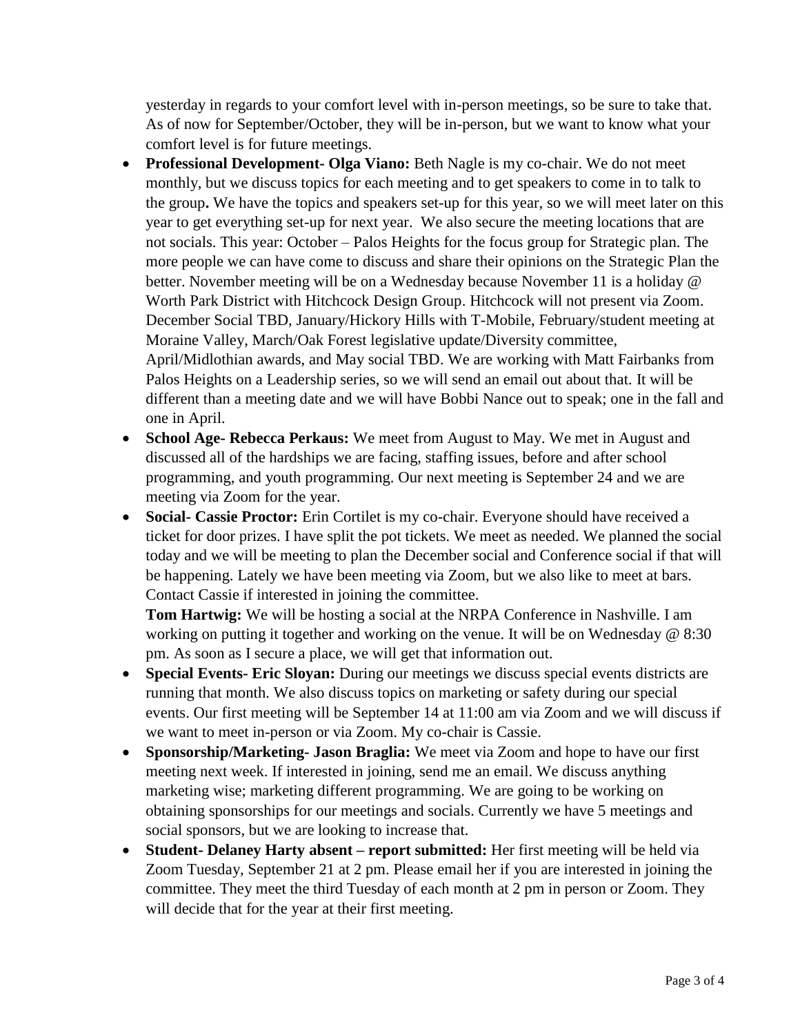yesterday in regards to your comfort level with in-person meetings, so be sure to take that. As of now for September/October, they will be in-person, but we want to know what your comfort level is for future meetings.

- **Professional Development- Olga Viano:** Beth Nagle is my co-chair. We do not meet monthly, but we discuss topics for each meeting and to get speakers to come in to talk to the group**.** We have the topics and speakers set-up for this year, so we will meet later on this year to get everything set-up for next year. We also secure the meeting locations that are not socials. This year: October – Palos Heights for the focus group for Strategic plan. The more people we can have come to discuss and share their opinions on the Strategic Plan the better. November meeting will be on a Wednesday because November 11 is a holiday @ Worth Park District with Hitchcock Design Group. Hitchcock will not present via Zoom. December Social TBD, January/Hickory Hills with T-Mobile, February/student meeting at Moraine Valley, March/Oak Forest legislative update/Diversity committee, April/Midlothian awards, and May social TBD. We are working with Matt Fairbanks from Palos Heights on a Leadership series, so we will send an email out about that. It will be different than a meeting date and we will have Bobbi Nance out to speak; one in the fall and one in April.
- **School Age- Rebecca Perkaus:** We meet from August to May. We met in August and discussed all of the hardships we are facing, staffing issues, before and after school programming, and youth programming. Our next meeting is September 24 and we are meeting via Zoom for the year.
- **Social- Cassie Proctor:** Erin Cortilet is my co-chair. Everyone should have received a ticket for door prizes. I have split the pot tickets. We meet as needed. We planned the social today and we will be meeting to plan the December social and Conference social if that will be happening. Lately we have been meeting via Zoom, but we also like to meet at bars. Contact Cassie if interested in joining the committee.

  **Tom Hartwig:** We will be hosting a social at the NRPA Conference in Nashville. I am working on putting it together and working on the venue. It will be on Wednesday @ 8:30 pm. As soon as I secure a place, we will get that information out.
- **Special Events- Eric Sloyan:** During our meetings we discuss special events districts are running that month. We also discuss topics on marketing or safety during our special events. Our first meeting will be September 14 at 11:00 am via Zoom and we will discuss if we want to meet in-person or via Zoom. My co-chair is Cassie.
- **Sponsorship/Marketing- Jason Braglia:** We meet via Zoom and hope to have our first meeting next week. If interested in joining, send me an email. We discuss anything marketing wise; marketing different programming. We are going to be working on obtaining sponsorships for our meetings and socials. Currently we have 5 meetings and social sponsors, but we are looking to increase that.
- **Student- Delaney Harty absent – report submitted:** Her first meeting will be held via Zoom Tuesday, September 21 at 2 pm. Please email her if you are interested in joining the committee. They meet the third Tuesday of each month at 2 pm in person or Zoom. They will decide that for the year at their first meeting.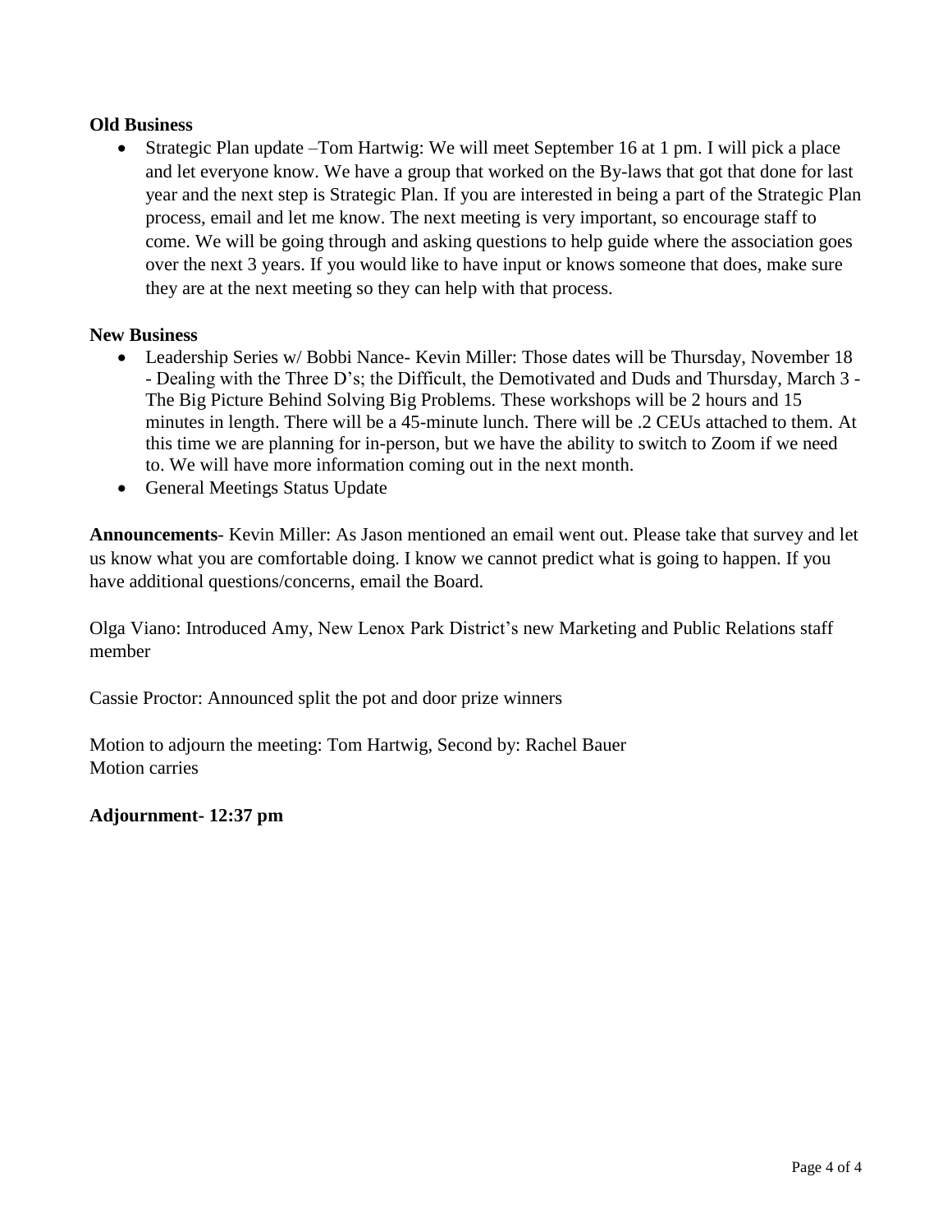**Old Business**

- Strategic Plan update –Tom Hartwig: We will meet September 16 at 1 pm. I will pick a place and let everyone know. We have a group that worked on the By-laws that got that done for last year and the next step is Strategic Plan. If you are interested in being a part of the Strategic Plan process, email and let me know. The next meeting is very important, so encourage staff to come. We will be going through and asking questions to help guide where the association goes over the next 3 years. If you would like to have input or knows someone that does, make sure they are at the next meeting so they can help with that process.

**New Business**

- Leadership Series w/ Bobbi Nance- Kevin Miller: Those dates will be Thursday, November 18 - Dealing with the Three D's; the Difficult, the Demotivated and Duds and Thursday, March 3 - The Big Picture Behind Solving Big Problems. These workshops will be 2 hours and 15 minutes in length. There will be a 45-minute lunch. There will be .2 CEUs attached to them. At this time we are planning for in-person, but we have the ability to switch to Zoom if we need to. We will have more information coming out in the next month.
- General Meetings Status Update

**Announcements**- Kevin Miller: As Jason mentioned an email went out. Please take that survey and let us know what you are comfortable doing. I know we cannot predict what is going to happen. If you have additional questions/concerns, email the Board.

Olga Viano: Introduced Amy, New Lenox Park District's new Marketing and Public Relations staff member

Cassie Proctor: Announced split the pot and door prize winners

Motion to adjourn the meeting: Tom Hartwig, Second by: Rachel Bauer
Motion carries

**Adjournment- 12:37 pm**